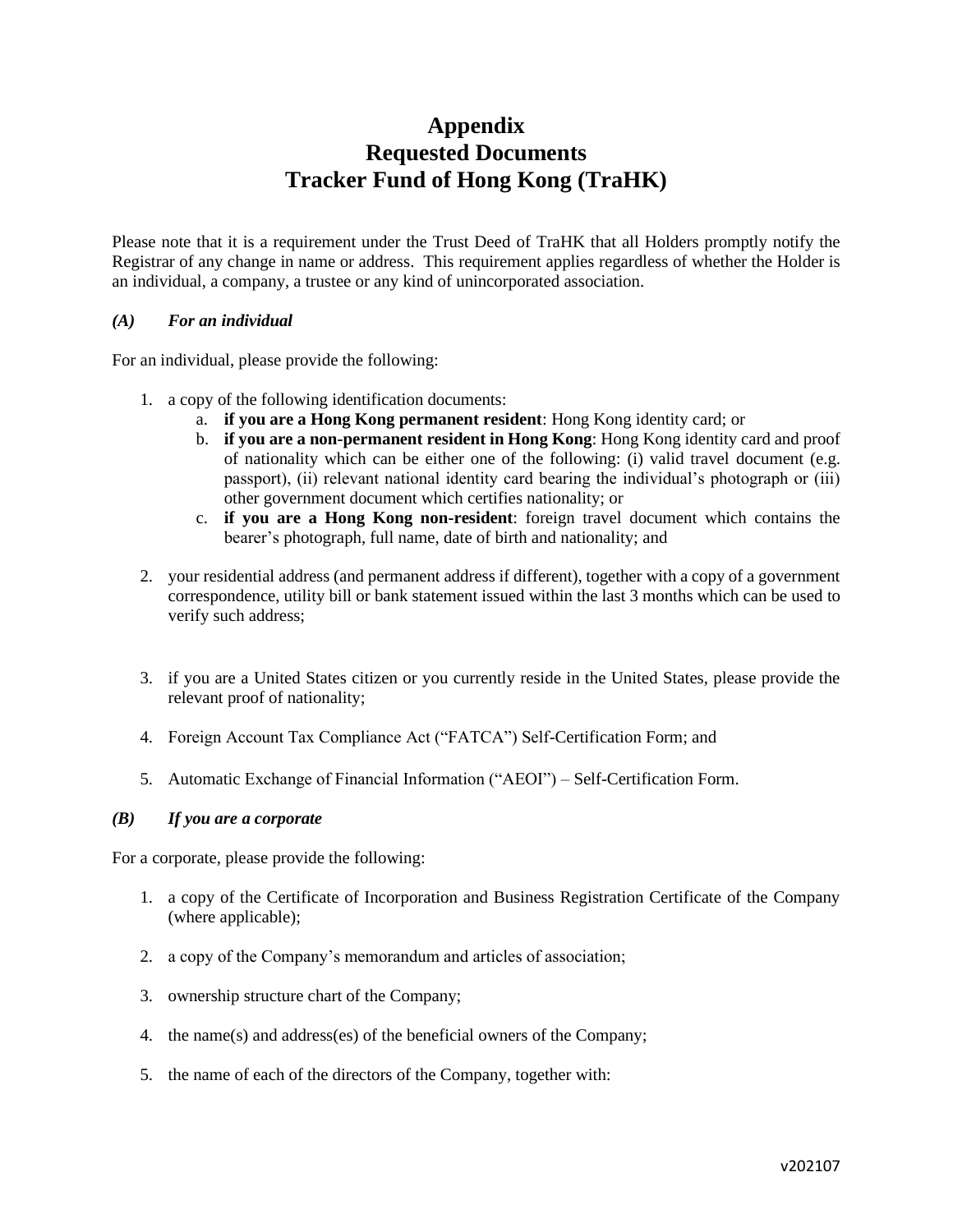# Appendix
# Requested Documents
# Tracker Fund of Hong Kong (TraHK)

Please note that it is a requirement under the Trust Deed of TraHK that all Holders promptly notify the Registrar of any change in name or address. This requirement applies regardless of whether the Holder is an individual, a company, a trustee or any kind of unincorporated association.

### *(A) For an individual*

For an individual, please provide the following:

1. a copy of the following identification documents:
    a. **if you are a Hong Kong permanent resident**: Hong Kong identity card; or
    b. **if you are a non-permanent resident in Hong Kong**: Hong Kong identity card and proof of nationality which can be either one of the following: (i) valid travel document (e.g. passport), (ii) relevant national identity card bearing the individual's photograph or (iii) other government document which certifies nationality; or
    c. **if you are a Hong Kong non-resident**: foreign travel document which contains the bearer's photograph, full name, date of birth and nationality; and

2. your residential address (and permanent address if different), together with a copy of a government correspondence, utility bill or bank statement issued within the last 3 months which can be used to verify such address;

3. if you are a United States citizen or you currently reside in the United States, please provide the relevant proof of nationality;

4. Foreign Account Tax Compliance Act ("FATCA") Self-Certification Form; and

5. Automatic Exchange of Financial Information ("AEOI") – Self-Certification Form.

### *(B) If you are a corporate*

For a corporate, please provide the following:

1. a copy of the Certificate of Incorporation and Business Registration Certificate of the Company (where applicable);

2. a copy of the Company's memorandum and articles of association;

3. ownership structure chart of the Company;

4. the name(s) and address(es) of the beneficial owners of the Company;

5. the name of each of the directors of the Company, together with: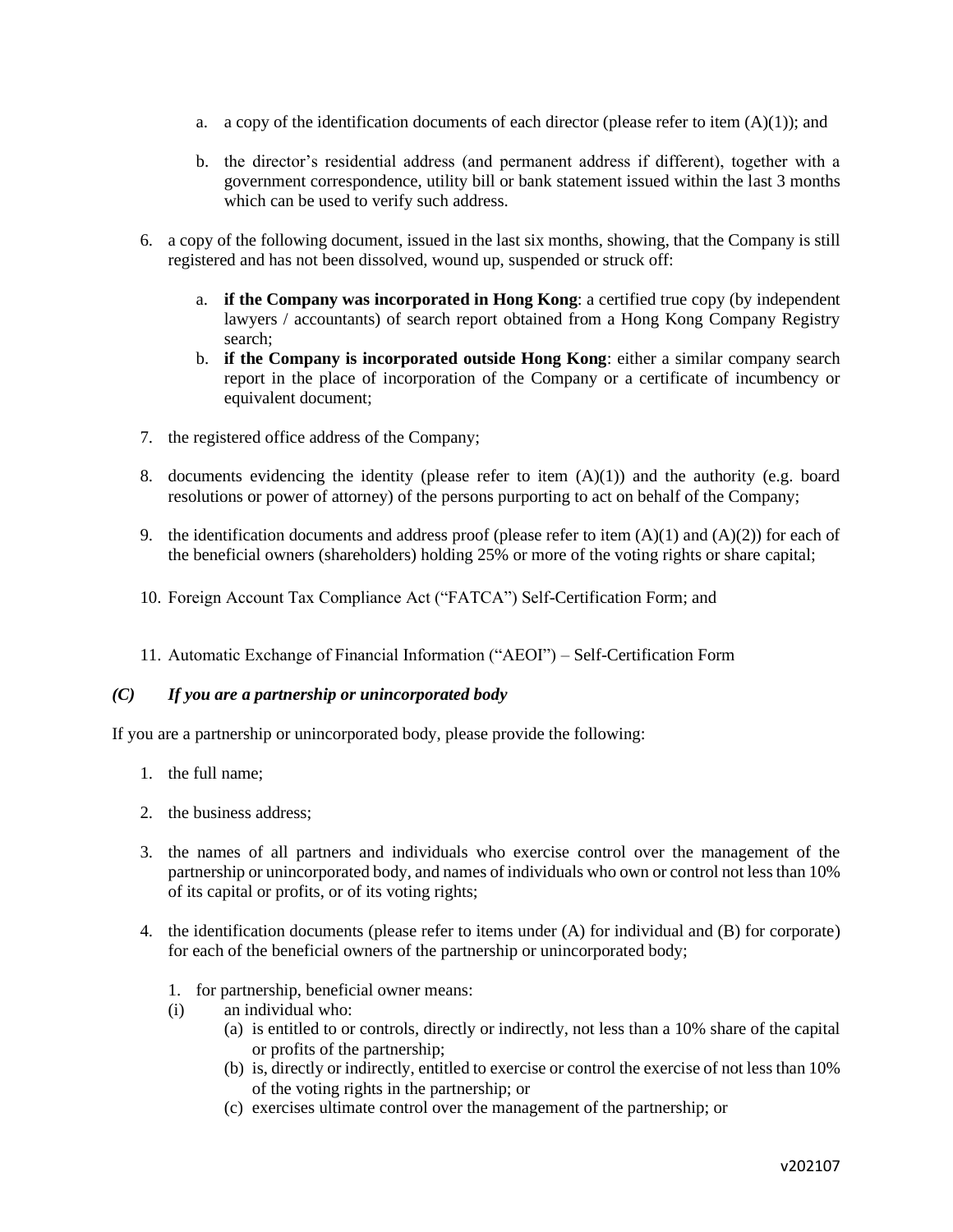a. a copy of the identification documents of each director (please refer to item (A)(1)); and

   b. the director's residential address (and permanent address if different), together with a government correspondence, utility bill or bank statement issued within the last 3 months which can be used to verify such address.

6. a copy of the following document, issued in the last six months, showing, that the Company is still registered and has not been dissolved, wound up, suspended or struck off:

   a. **if the Company was incorporated in Hong Kong**: a certified true copy (by independent lawyers / accountants) of search report obtained from a Hong Kong Company Registry search;
   b. **if the Company is incorporated outside Hong Kong**: either a similar company search report in the place of incorporation of the Company or a certificate of incumbency or equivalent document;

7. the registered office address of the Company;

8. documents evidencing the identity (please refer to item (A)(1)) and the authority (e.g. board resolutions or power of attorney) of the persons purporting to act on behalf of the Company;

9. the identification documents and address proof (please refer to item (A)(1) and (A)(2)) for each of the beneficial owners (shareholders) holding 25% or more of the voting rights or share capital;

10. Foreign Account Tax Compliance Act ("FATCA") Self-Certification Form; and

11. Automatic Exchange of Financial Information ("AEOI") – Self-Certification Form

### *(C) If you are a partnership or unincorporated body*

If you are a partnership or unincorporated body, please provide the following:

1. the full name;

2. the business address;

3. the names of all partners and individuals who exercise control over the management of the partnership or unincorporated body, and names of individuals who own or control not less than 10% of its capital or profits, or of its voting rights;

4. the identification documents (please refer to items under (A) for individual and (B) for corporate) for each of the beneficial owners of the partnership or unincorporated body;

   1. for partnership, beneficial owner means:

   (i) an individual who:
      - (a) is entitled to or controls, directly or indirectly, not less than a 10% share of the capital or profits of the partnership;
      - (b) is, directly or indirectly, entitled to exercise or control the exercise of not less than 10% of the voting rights in the partnership; or
      - (c) exercises ultimate control over the management of the partnership; or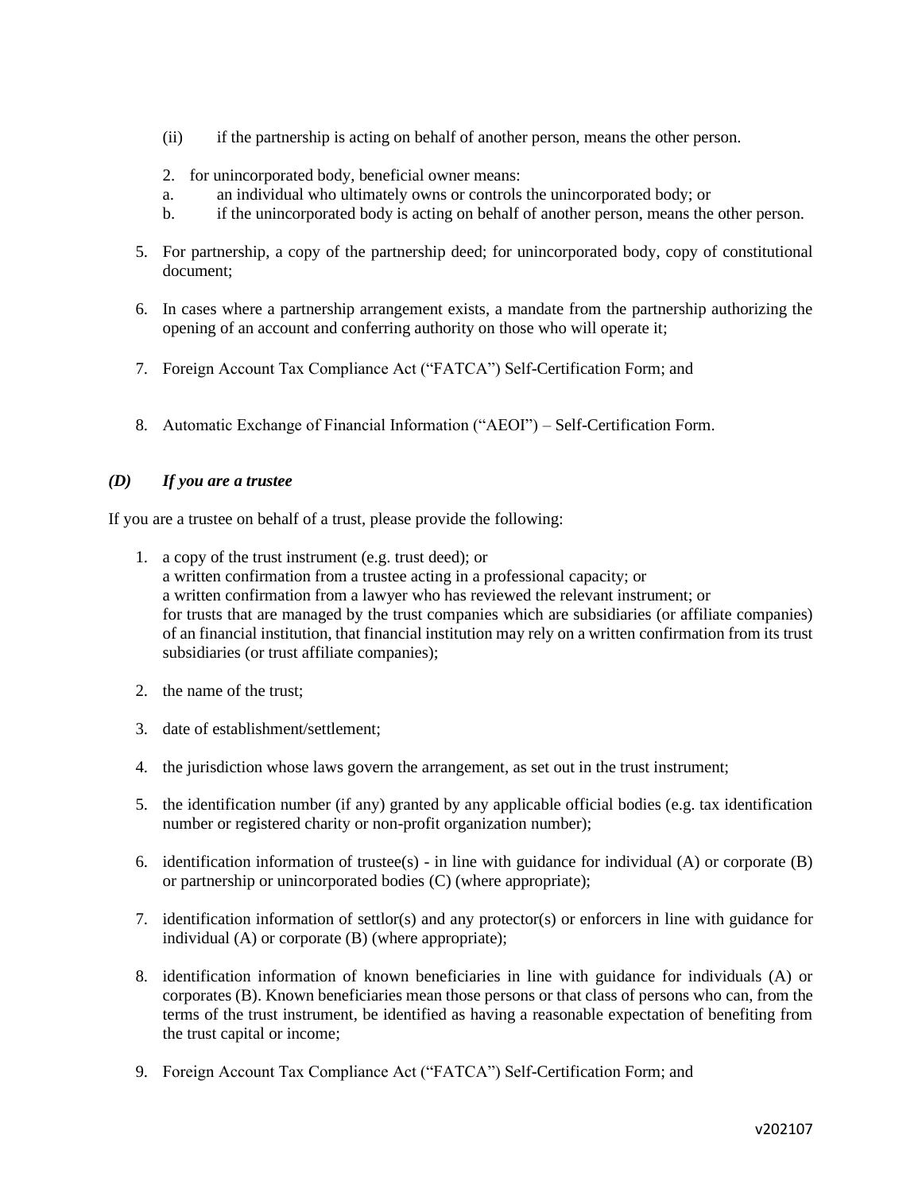(ii) if the partnership is acting on behalf of another person, means the other person.

2. for unincorporated body, beneficial owner means:
   a. an individual who ultimately owns or controls the unincorporated body; or
   b. if the unincorporated body is acting on behalf of another person, means the other person.

5. For partnership, a copy of the partnership deed; for unincorporated body, copy of constitutional document;

6. In cases where a partnership arrangement exists, a mandate from the partnership authorizing the opening of an account and conferring authority on those who will operate it;

7. Foreign Account Tax Compliance Act ("FATCA") Self-Certification Form; and

8. Automatic Exchange of Financial Information ("AEOI") – Self-Certification Form.

### *(D) If you are a trustee*

If you are a trustee on behalf of a trust, please provide the following:

1. a copy of the trust instrument (e.g. trust deed); or
   a written confirmation from a trustee acting in a professional capacity; or
   a written confirmation from a lawyer who has reviewed the relevant instrument; or
   for trusts that are managed by the trust companies which are subsidiaries (or affiliate companies) of an financial institution, that financial institution may rely on a written confirmation from its trust subsidiaries (or trust affiliate companies);

2. the name of the trust;

3. date of establishment/settlement;

4. the jurisdiction whose laws govern the arrangement, as set out in the trust instrument;

5. the identification number (if any) granted by any applicable official bodies (e.g. tax identification number or registered charity or non-profit organization number);

6. identification information of trustee(s) - in line with guidance for individual (A) or corporate (B) or partnership or unincorporated bodies (C) (where appropriate);

7. identification information of settlor(s) and any protector(s) or enforcers in line with guidance for individual (A) or corporate (B) (where appropriate);

8. identification information of known beneficiaries in line with guidance for individuals (A) or corporates (B). Known beneficiaries mean those persons or that class of persons who can, from the terms of the trust instrument, be identified as having a reasonable expectation of benefiting from the trust capital or income;

9. Foreign Account Tax Compliance Act ("FATCA") Self-Certification Form; and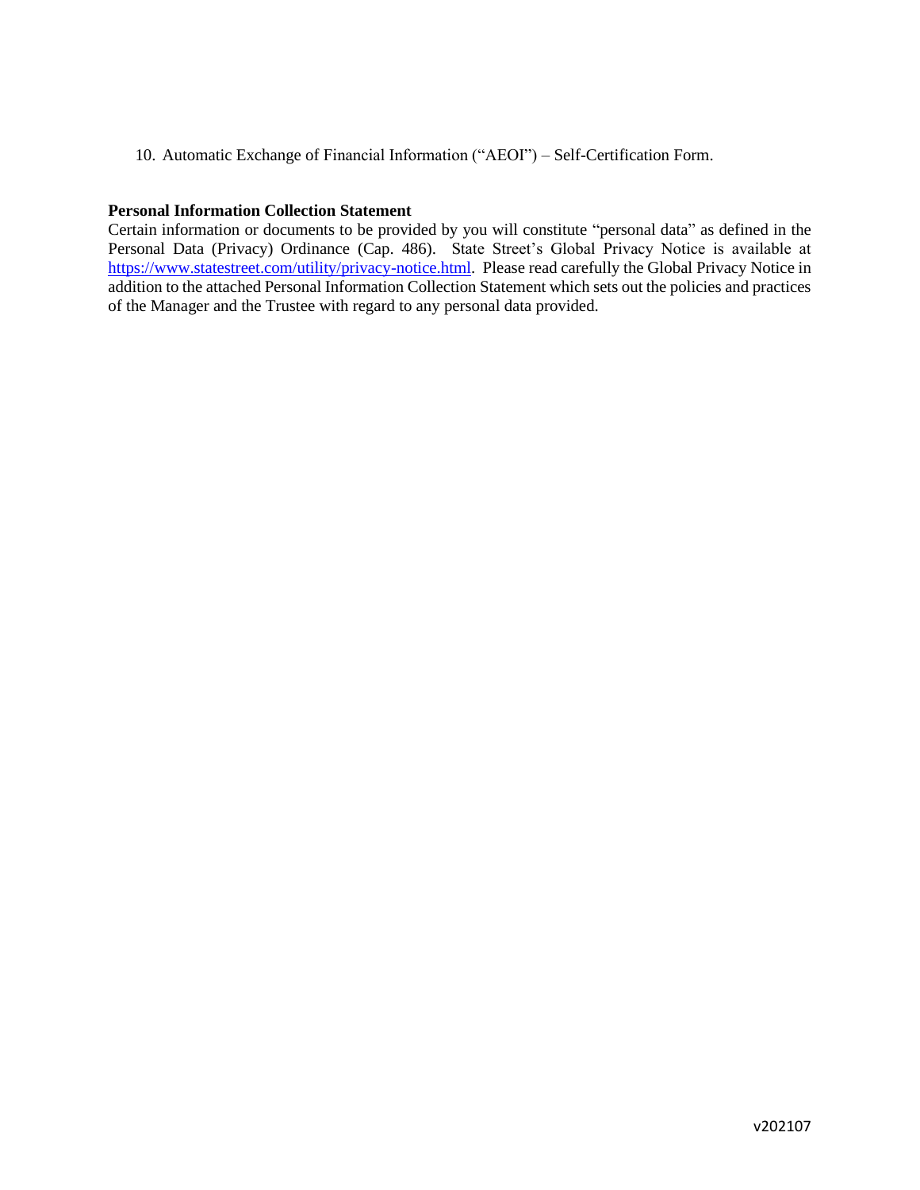10. Automatic Exchange of Financial Information ("AEOI") – Self-Certification Form.

**Personal Information Collection Statement**

Certain information or documents to be provided by you will constitute "personal data" as defined in the Personal Data (Privacy) Ordinance (Cap. 486). State Street's Global Privacy Notice is available at https://www.statestreet.com/utility/privacy-notice.html. Please read carefully the Global Privacy Notice in addition to the attached Personal Information Collection Statement which sets out the policies and practices of the Manager and the Trustee with regard to any personal data provided.

v202107